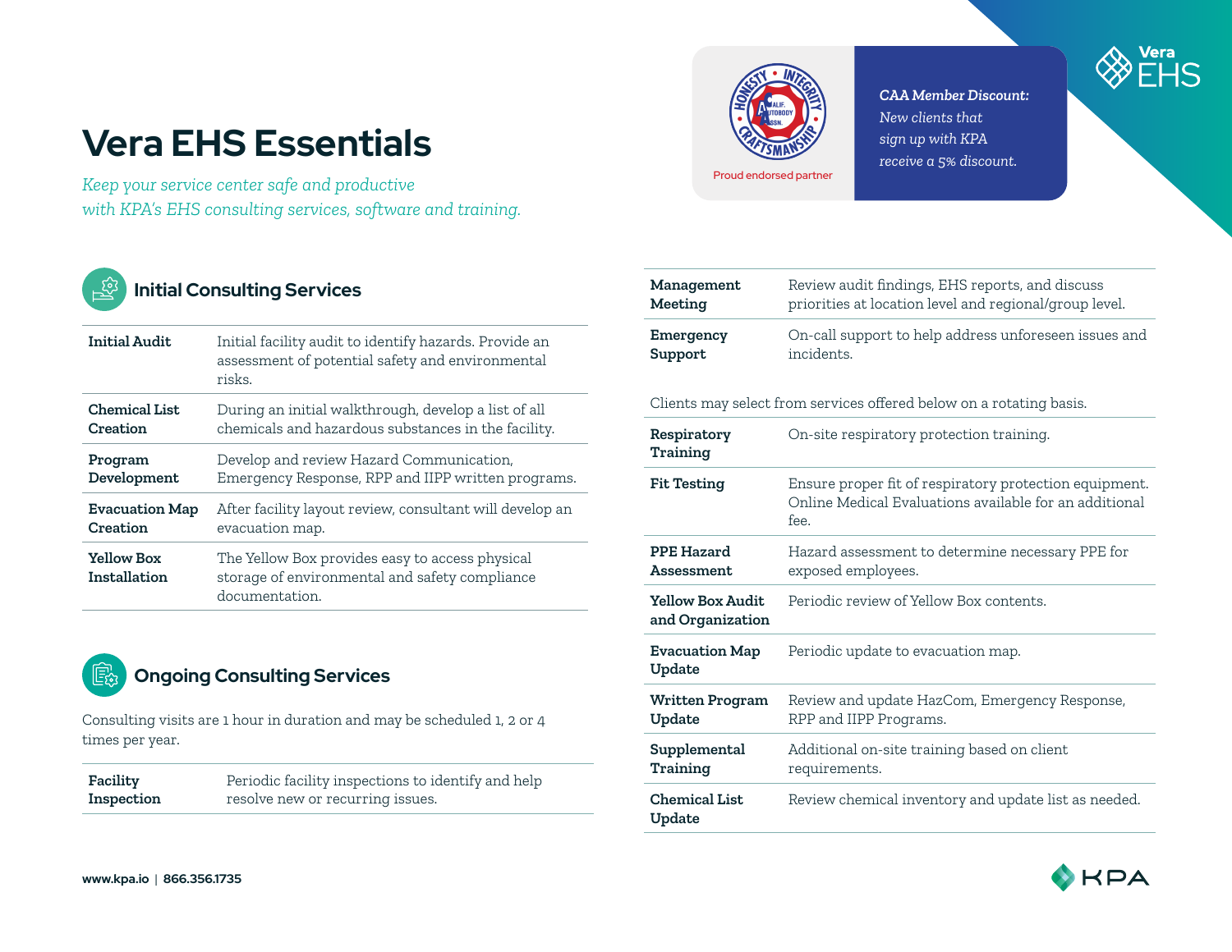# Vera EHS Essentials

*Keep your service center safe and productive with KPA's EHS consulting services, software and training.*

Proud endorsed partner

***CAA Member Discount:*** *New clients that sign up with KPA receive a 5% discount.*

## Initial Consulting Services

| | |
|---|---|
| **Initial Audit** | Initial facility audit to identify hazards. Provide an assessment of potential safety and environmental risks. |
| **Chemical List Creation** | During an initial walkthrough, develop a list of all chemicals and hazardous substances in the facility. |
| **Program Development** | Develop and review Hazard Communication, Emergency Response, RPP and IIPP written programs. |
| **Evacuation Map Creation** | After facility layout review, consultant will develop an evacuation map. |
| **Yellow Box Installation** | The Yellow Box provides easy to access physical storage of environmental and safety compliance documentation. |

## Ongoing Consulting Services

Consulting visits are 1 hour in duration and may be scheduled 1, 2 or 4 times per year.

| | |
|---|---|
| **Facility Inspection** | Periodic facility inspections to identify and help resolve new or recurring issues. |
| **Management Meeting** | Review audit findings, EHS reports, and discuss priorities at location level and regional/group level. |
| **Emergency Support** | On-call support to help address unforeseen issues and incidents. |

Clients may select from services offered below on a rotating basis.

| | |
|---|---|
| **Respiratory Training** | On-site respiratory protection training. |
| **Fit Testing** | Ensure proper fit of respiratory protection equipment. Online Medical Evaluations available for an additional fee. |
| **PPE Hazard Assessment** | Hazard assessment to determine necessary PPE for exposed employees. |
| **Yellow Box Audit and Organization** | Periodic review of Yellow Box contents. |
| **Evacuation Map Update** | Periodic update to evacuation map. |
| **Written Program Update** | Review and update HazCom, Emergency Response, RPP and IIPP Programs. |
| **Supplemental Training** | Additional on-site training based on client requirements. |
| **Chemical List Update** | Review chemical inventory and update list as needed. |

**www.kpa.io | 866.356.1735**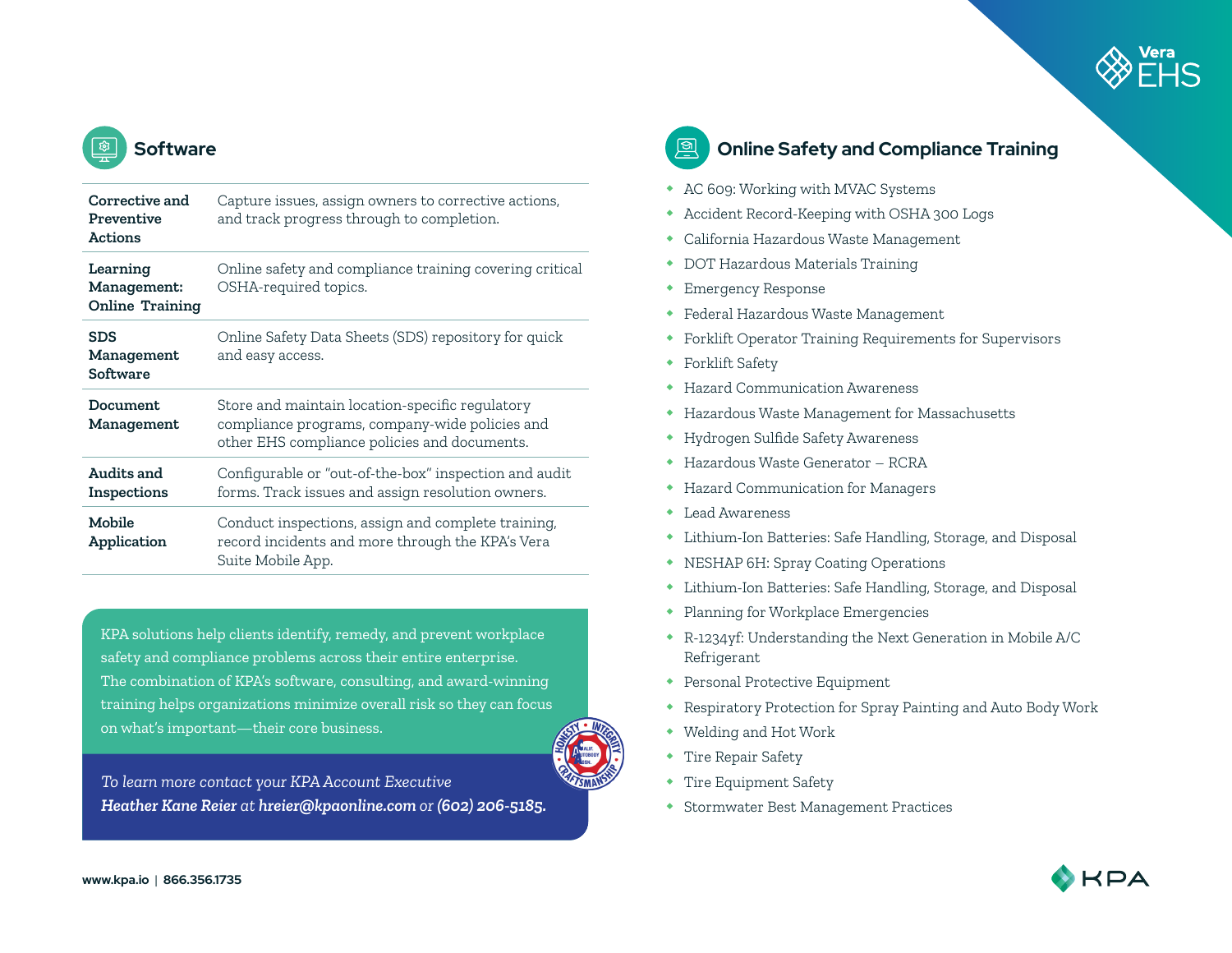## Software

| | |
|---|---|
| **Corrective and Preventive Actions** | Capture issues, assign owners to corrective actions, and track progress through to completion. |
| **Learning Management: Online Training** | Online safety and compliance training covering critical OSHA-required topics. |
| **SDS Management Software** | Online Safety Data Sheets (SDS) repository for quick and easy access. |
| **Document Management** | Store and maintain location-specific regulatory compliance programs, company-wide policies and other EHS compliance policies and documents. |
| **Audits and Inspections** | Configurable or "out-of-the-box" inspection and audit forms. Track issues and assign resolution owners. |
| **Mobile Application** | Conduct inspections, assign and complete training, record incidents and more through the KPA's Vera Suite Mobile App. |

KPA solutions help clients identify, remedy, and prevent workplace safety and compliance problems across their entire enterprise. The combination of KPA's software, consulting, and award-winning training helps organizations minimize overall risk so they can focus on what's important—their core business.

*To learn more contact your KPA Account Executive* ***Heather Kane Reier*** *at* ***hreier@kpaonline.com*** *or* ***(602) 206-5185.***

## Online Safety and Compliance Training

- AC 609: Working with MVAC Systems
- Accident Record-Keeping with OSHA 300 Logs
- California Hazardous Waste Management
- DOT Hazardous Materials Training
- Emergency Response
- Federal Hazardous Waste Management
- Forklift Operator Training Requirements for Supervisors
- Forklift Safety
- Hazard Communication Awareness
- Hazardous Waste Management for Massachusetts
- Hydrogen Sulfide Safety Awareness
- Hazardous Waste Generator – RCRA
- Hazard Communication for Managers
- Lead Awareness
- Lithium-Ion Batteries: Safe Handling, Storage, and Disposal
- NESHAP 6H: Spray Coating Operations
- Lithium-Ion Batteries: Safe Handling, Storage, and Disposal
- Planning for Workplace Emergencies
- R-1234yf: Understanding the Next Generation in Mobile A/C Refrigerant
- Personal Protective Equipment
- Respiratory Protection for Spray Painting and Auto Body Work
- Welding and Hot Work
- Tire Repair Safety
- Tire Equipment Safety
- Stormwater Best Management Practices

www.kpa.io | 866.356.1735